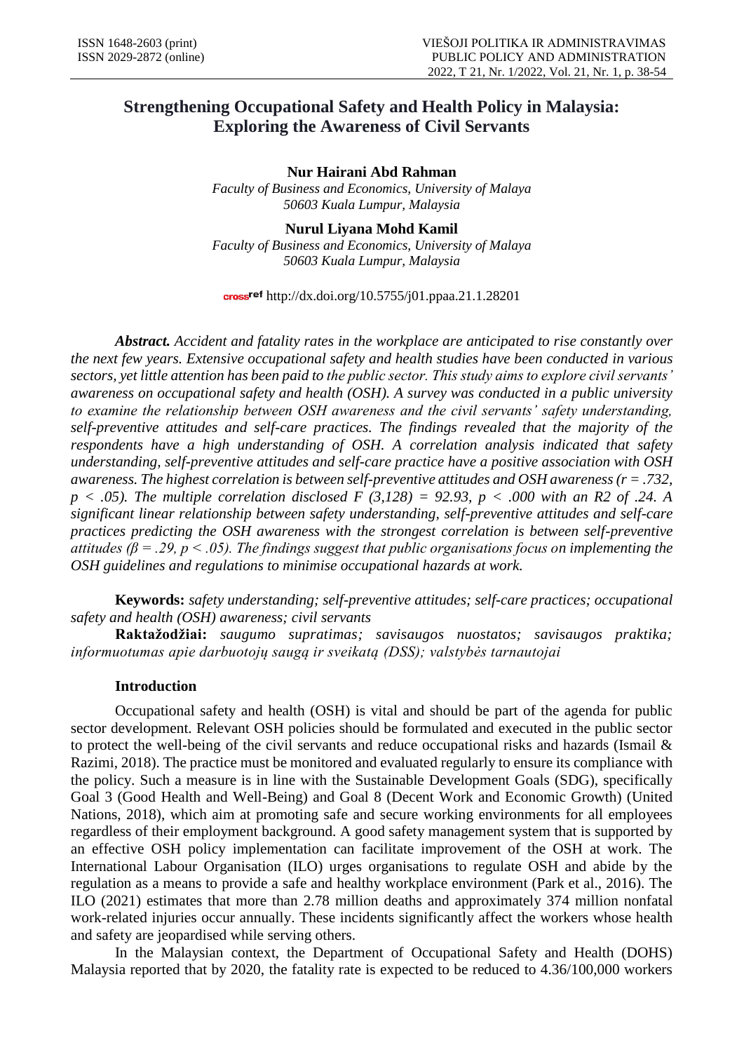# Strengthening Occupational Safety and Health Policy in Malaysia: Exploring the Awareness of Civil Servants

**Nur Hairani Abd Rahman**
*Faculty of Business and Economics, University of Malaya*
*50603 Kuala Lumpur, Malaysia*

**Nurul Liyana Mohd Kamil**
*Faculty of Business and Economics, University of Malaya*
*50603 Kuala Lumpur, Malaysia*

http://dx.doi.org/10.5755/j01.ppaa.21.1.28201

***Abstract.*** *Accident and fatality rates in the workplace are anticipated to rise constantly over the next few years. Extensive occupational safety and health studies have been conducted in various sectors, yet little attention has been paid to the public sector. This study aims to explore civil servants' awareness on occupational safety and health (OSH). A survey was conducted in a public university to examine the relationship between OSH awareness and the civil servants' safety understanding, self-preventive attitudes and self-care practices. The findings revealed that the majority of the respondents have a high understanding of OSH. A correlation analysis indicated that safety understanding, self-preventive attitudes and self-care practice have a positive association with OSH awareness. The highest correlation is between self-preventive attitudes and OSH awareness ($r = .732$, $p < .05$). The multiple correlation disclosed $F (3,128) = 92.93$, $p < .000$ with an R2 of .24. A significant linear relationship between safety understanding, self-preventive attitudes and self-care practices predicting the OSH awareness with the strongest correlation is between self-preventive attitudes ($\beta = .29$, $p < .05$). The findings suggest that public organisations focus on implementing the OSH guidelines and regulations to minimise occupational hazards at work.*

**Keywords:** *safety understanding; self-preventive attitudes; self-care practices; occupational safety and health (OSH) awareness; civil servants*

**Raktažodžiai:** *saugumo supratimas; savisaugos nuostatos; savisaugos praktika; informuotumas apie darbuotojų saugą ir sveikatą (DSS); valstybės tarnautojai*

## Introduction

Occupational safety and health (OSH) is vital and should be part of the agenda for public sector development. Relevant OSH policies should be formulated and executed in the public sector to protect the well-being of the civil servants and reduce occupational risks and hazards (Ismail & Razimi, 2018). The practice must be monitored and evaluated regularly to ensure its compliance with the policy. Such a measure is in line with the Sustainable Development Goals (SDG), specifically Goal 3 (Good Health and Well-Being) and Goal 8 (Decent Work and Economic Growth) (United Nations, 2018), which aim at promoting safe and secure working environments for all employees regardless of their employment background. A good safety management system that is supported by an effective OSH policy implementation can facilitate improvement of the OSH at work. The International Labour Organisation (ILO) urges organisations to regulate OSH and abide by the regulation as a means to provide a safe and healthy workplace environment (Park et al., 2016). The ILO (2021) estimates that more than 2.78 million deaths and approximately 374 million nonfatal work-related injuries occur annually. These incidents significantly affect the workers whose health and safety are jeopardised while serving others.

In the Malaysian context, the Department of Occupational Safety and Health (DOHS) Malaysia reported that by 2020, the fatality rate is expected to be reduced to 4.36/100,000 workers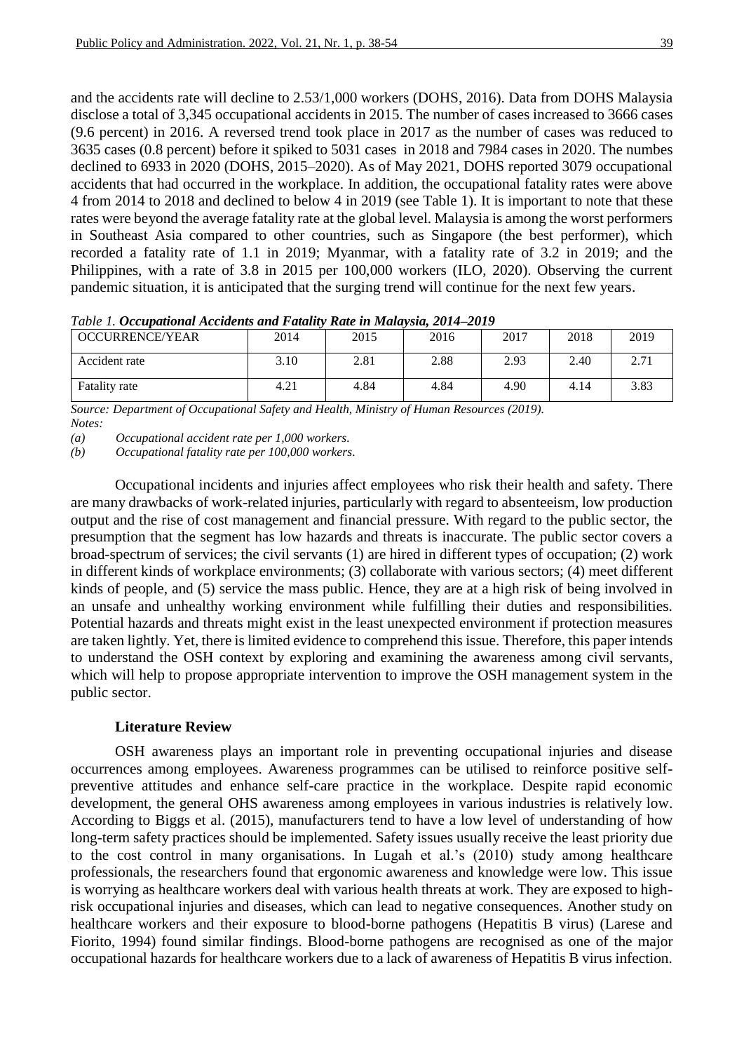and the accidents rate will decline to 2.53/1,000 workers (DOHS, 2016). Data from DOHS Malaysia disclose a total of 3,345 occupational accidents in 2015. The number of cases increased to 3666 cases (9.6 percent) in 2016. A reversed trend took place in 2017 as the number of cases was reduced to 3635 cases (0.8 percent) before it spiked to 5031 cases in 2018 and 7984 cases in 2020. The numbes declined to 6933 in 2020 (DOHS, 2015–2020). As of May 2021, DOHS reported 3079 occupational accidents that had occurred in the workplace. In addition, the occupational fatality rates were above 4 from 2014 to 2018 and declined to below 4 in 2019 (see Table 1). It is important to note that these rates were beyond the average fatality rate at the global level. Malaysia is among the worst performers in Southeast Asia compared to other countries, such as Singapore (the best performer), which recorded a fatality rate of 1.1 in 2019; Myanmar, with a fatality rate of 3.2 in 2019; and the Philippines, with a rate of 3.8 in 2015 per 100,000 workers (ILO, 2020). Observing the current pandemic situation, it is anticipated that the surging trend will continue for the next few years.

*Table 1.* ***Occupational Accidents and Fatality Rate in Malaysia, 2014–2019***

| OCCURRENCE/YEAR | 2014 | 2015 | 2016 | 2017 | 2018 | 2019 |
|---|---|---|---|---|---|---|
| Accident rate | 3.10 | 2.81 | 2.88 | 2.93 | 2.40 | 2.71 |
| Fatality rate | 4.21 | 4.84 | 4.84 | 4.90 | 4.14 | 3.83 |

*Source: Department of Occupational Safety and Health, Ministry of Human Resources (2019).*
*Notes:*
*(a) Occupational accident rate per 1,000 workers.*
*(b) Occupational fatality rate per 100,000 workers.*

Occupational incidents and injuries affect employees who risk their health and safety. There are many drawbacks of work-related injuries, particularly with regard to absenteeism, low production output and the rise of cost management and financial pressure. With regard to the public sector, the presumption that the segment has low hazards and threats is inaccurate. The public sector covers a broad-spectrum of services; the civil servants (1) are hired in different types of occupation; (2) work in different kinds of workplace environments; (3) collaborate with various sectors; (4) meet different kinds of people, and (5) service the mass public. Hence, they are at a high risk of being involved in an unsafe and unhealthy working environment while fulfilling their duties and responsibilities. Potential hazards and threats might exist in the least unexpected environment if protection measures are taken lightly. Yet, there is limited evidence to comprehend this issue. Therefore, this paper intends to understand the OSH context by exploring and examining the awareness among civil servants, which will help to propose appropriate intervention to improve the OSH management system in the public sector.

## Literature Review

OSH awareness plays an important role in preventing occupational injuries and disease occurrences among employees. Awareness programmes can be utilised to reinforce positive self-preventive attitudes and enhance self-care practice in the workplace. Despite rapid economic development, the general OHS awareness among employees in various industries is relatively low. According to Biggs et al. (2015), manufacturers tend to have a low level of understanding of how long-term safety practices should be implemented. Safety issues usually receive the least priority due to the cost control in many organisations. In Lugah et al.'s (2010) study among healthcare professionals, the researchers found that ergonomic awareness and knowledge were low. This issue is worrying as healthcare workers deal with various health threats at work. They are exposed to high-risk occupational injuries and diseases, which can lead to negative consequences. Another study on healthcare workers and their exposure to blood-borne pathogens (Hepatitis B virus) (Larese and Fiorito, 1994) found similar findings. Blood-borne pathogens are recognised as one of the major occupational hazards for healthcare workers due to a lack of awareness of Hepatitis B virus infection.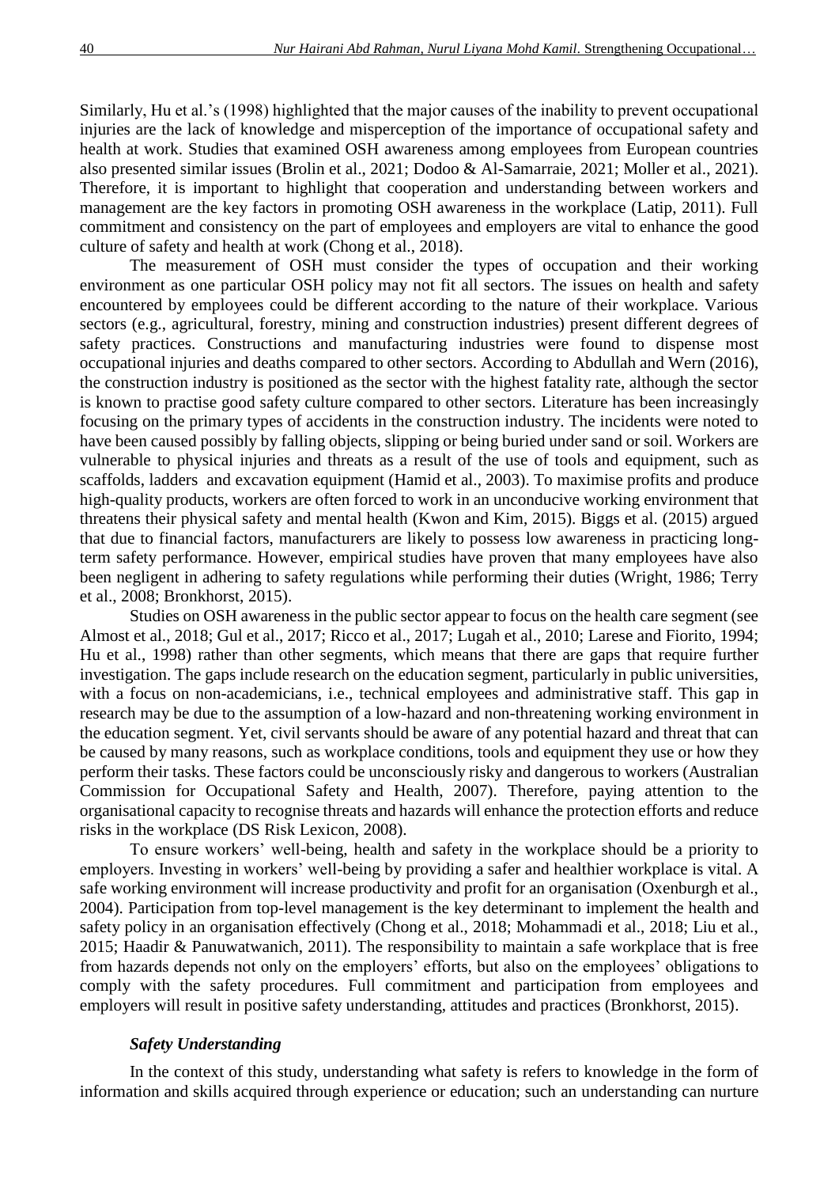Similarly, Hu et al.'s (1998) highlighted that the major causes of the inability to prevent occupational injuries are the lack of knowledge and misperception of the importance of occupational safety and health at work. Studies that examined OSH awareness among employees from European countries also presented similar issues (Brolin et al., 2021; Dodoo & Al-Samarraie, 2021; Moller et al., 2021). Therefore, it is important to highlight that cooperation and understanding between workers and management are the key factors in promoting OSH awareness in the workplace (Latip, 2011). Full commitment and consistency on the part of employees and employers are vital to enhance the good culture of safety and health at work (Chong et al., 2018).

The measurement of OSH must consider the types of occupation and their working environment as one particular OSH policy may not fit all sectors. The issues on health and safety encountered by employees could be different according to the nature of their workplace. Various sectors (e.g., agricultural, forestry, mining and construction industries) present different degrees of safety practices. Constructions and manufacturing industries were found to dispense most occupational injuries and deaths compared to other sectors. According to Abdullah and Wern (2016), the construction industry is positioned as the sector with the highest fatality rate, although the sector is known to practise good safety culture compared to other sectors. Literature has been increasingly focusing on the primary types of accidents in the construction industry. The incidents were noted to have been caused possibly by falling objects, slipping or being buried under sand or soil. Workers are vulnerable to physical injuries and threats as a result of the use of tools and equipment, such as scaffolds, ladders and excavation equipment (Hamid et al., 2003). To maximise profits and produce high-quality products, workers are often forced to work in an unconducive working environment that threatens their physical safety and mental health (Kwon and Kim, 2015). Biggs et al. (2015) argued that due to financial factors, manufacturers are likely to possess low awareness in practicing long-term safety performance. However, empirical studies have proven that many employees have also been negligent in adhering to safety regulations while performing their duties (Wright, 1986; Terry et al., 2008; Bronkhorst, 2015).

Studies on OSH awareness in the public sector appear to focus on the health care segment (see Almost et al., 2018; Gul et al., 2017; Ricco et al., 2017; Lugah et al., 2010; Larese and Fiorito, 1994; Hu et al., 1998) rather than other segments, which means that there are gaps that require further investigation. The gaps include research on the education segment, particularly in public universities, with a focus on non-academicians, i.e., technical employees and administrative staff. This gap in research may be due to the assumption of a low-hazard and non-threatening working environment in the education segment. Yet, civil servants should be aware of any potential hazard and threat that can be caused by many reasons, such as workplace conditions, tools and equipment they use or how they perform their tasks. These factors could be unconsciously risky and dangerous to workers (Australian Commission for Occupational Safety and Health, 2007). Therefore, paying attention to the organisational capacity to recognise threats and hazards will enhance the protection efforts and reduce risks in the workplace (DS Risk Lexicon, 2008).

To ensure workers' well-being, health and safety in the workplace should be a priority to employers. Investing in workers' well-being by providing a safer and healthier workplace is vital. A safe working environment will increase productivity and profit for an organisation (Oxenburgh et al., 2004). Participation from top-level management is the key determinant to implement the health and safety policy in an organisation effectively (Chong et al., 2018; Mohammadi et al., 2018; Liu et al., 2015; Haadir & Panuwatwanich, 2011). The responsibility to maintain a safe workplace that is free from hazards depends not only on the employers' efforts, but also on the employees' obligations to comply with the safety procedures. Full commitment and participation from employees and employers will result in positive safety understanding, attitudes and practices (Bronkhorst, 2015).

### *Safety Understanding*

In the context of this study, understanding what safety is refers to knowledge in the form of information and skills acquired through experience or education; such an understanding can nurture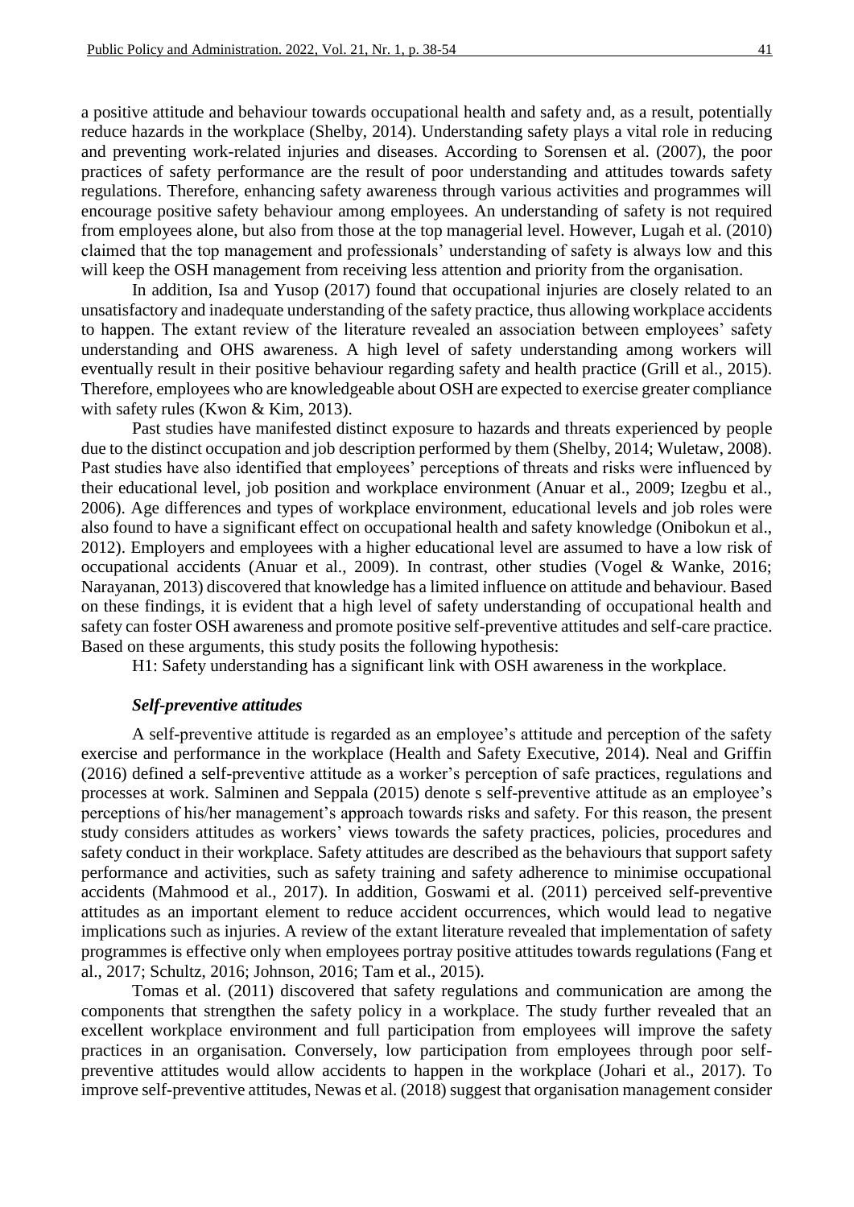a positive attitude and behaviour towards occupational health and safety and, as a result, potentially reduce hazards in the workplace (Shelby, 2014). Understanding safety plays a vital role in reducing and preventing work-related injuries and diseases. According to Sorensen et al. (2007), the poor practices of safety performance are the result of poor understanding and attitudes towards safety regulations. Therefore, enhancing safety awareness through various activities and programmes will encourage positive safety behaviour among employees. An understanding of safety is not required from employees alone, but also from those at the top managerial level. However, Lugah et al. (2010) claimed that the top management and professionals' understanding of safety is always low and this will keep the OSH management from receiving less attention and priority from the organisation.

In addition, Isa and Yusop (2017) found that occupational injuries are closely related to an unsatisfactory and inadequate understanding of the safety practice, thus allowing workplace accidents to happen. The extant review of the literature revealed an association between employees' safety understanding and OHS awareness. A high level of safety understanding among workers will eventually result in their positive behaviour regarding safety and health practice (Grill et al., 2015). Therefore, employees who are knowledgeable about OSH are expected to exercise greater compliance with safety rules (Kwon & Kim, 2013).

Past studies have manifested distinct exposure to hazards and threats experienced by people due to the distinct occupation and job description performed by them (Shelby, 2014; Wuletaw, 2008). Past studies have also identified that employees' perceptions of threats and risks were influenced by their educational level, job position and workplace environment (Anuar et al., 2009; Izegbu et al., 2006). Age differences and types of workplace environment, educational levels and job roles were also found to have a significant effect on occupational health and safety knowledge (Onibokun et al., 2012). Employers and employees with a higher educational level are assumed to have a low risk of occupational accidents (Anuar et al., 2009). In contrast, other studies (Vogel & Wanke, 2016; Narayanan, 2013) discovered that knowledge has a limited influence on attitude and behaviour. Based on these findings, it is evident that a high level of safety understanding of occupational health and safety can foster OSH awareness and promote positive self-preventive attitudes and self-care practice. Based on these arguments, this study posits the following hypothesis:

H1: Safety understanding has a significant link with OSH awareness in the workplace.

### *Self-preventive attitudes*

A self-preventive attitude is regarded as an employee's attitude and perception of the safety exercise and performance in the workplace (Health and Safety Executive, 2014). Neal and Griffin (2016) defined a self-preventive attitude as a worker's perception of safe practices, regulations and processes at work. Salminen and Seppala (2015) denote s self-preventive attitude as an employee's perceptions of his/her management's approach towards risks and safety. For this reason, the present study considers attitudes as workers' views towards the safety practices, policies, procedures and safety conduct in their workplace. Safety attitudes are described as the behaviours that support safety performance and activities, such as safety training and safety adherence to minimise occupational accidents (Mahmood et al., 2017). In addition, Goswami et al. (2011) perceived self-preventive attitudes as an important element to reduce accident occurrences, which would lead to negative implications such as injuries. A review of the extant literature revealed that implementation of safety programmes is effective only when employees portray positive attitudes towards regulations (Fang et al., 2017; Schultz, 2016; Johnson, 2016; Tam et al., 2015).

Tomas et al. (2011) discovered that safety regulations and communication are among the components that strengthen the safety policy in a workplace. The study further revealed that an excellent workplace environment and full participation from employees will improve the safety practices in an organisation. Conversely, low participation from employees through poor self-preventive attitudes would allow accidents to happen in the workplace (Johari et al., 2017). To improve self-preventive attitudes, Newas et al. (2018) suggest that organisation management consider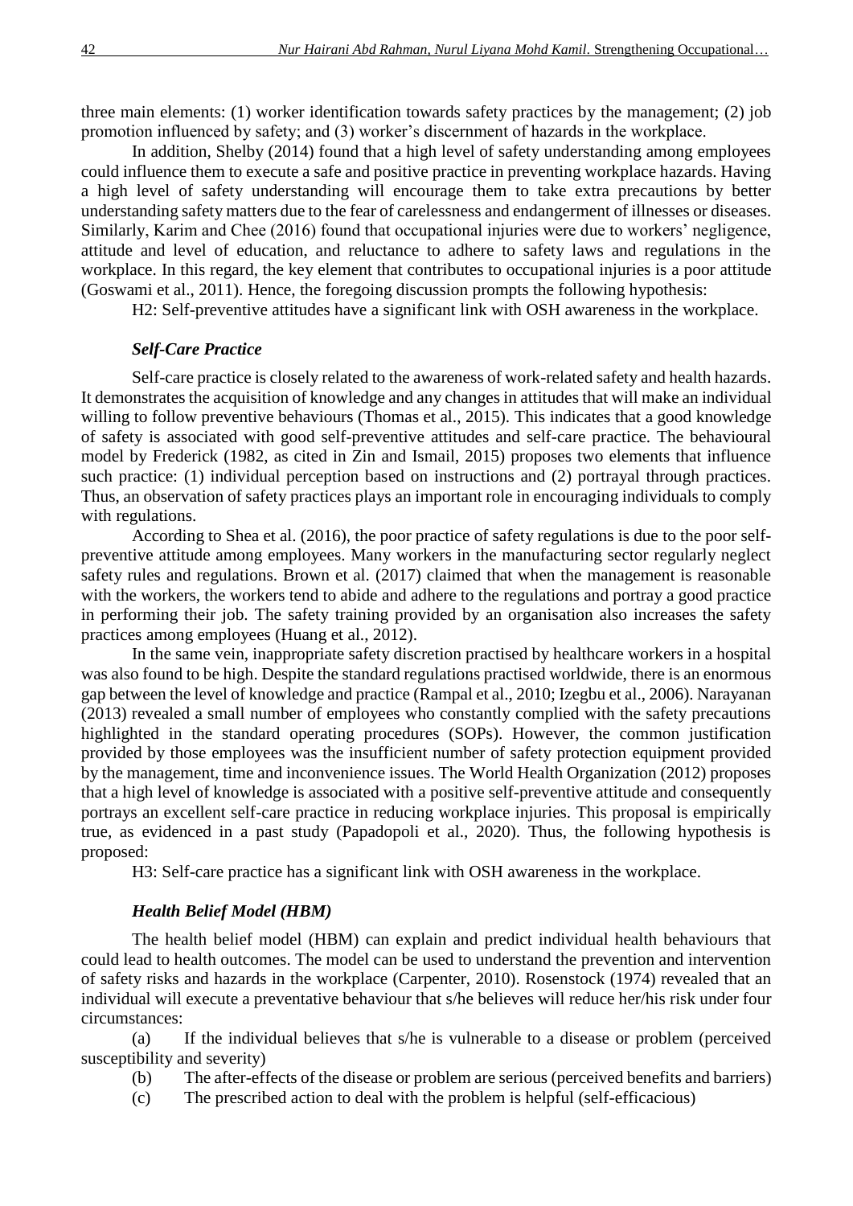three main elements: (1) worker identification towards safety practices by the management; (2) job promotion influenced by safety; and (3) worker's discernment of hazards in the workplace.

In addition, Shelby (2014) found that a high level of safety understanding among employees could influence them to execute a safe and positive practice in preventing workplace hazards. Having a high level of safety understanding will encourage them to take extra precautions by better understanding safety matters due to the fear of carelessness and endangerment of illnesses or diseases. Similarly, Karim and Chee (2016) found that occupational injuries were due to workers' negligence, attitude and level of education, and reluctance to adhere to safety laws and regulations in the workplace. In this regard, the key element that contributes to occupational injuries is a poor attitude (Goswami et al., 2011). Hence, the foregoing discussion prompts the following hypothesis:

H2: Self-preventive attitudes have a significant link with OSH awareness in the workplace.

### *Self-Care Practice*

Self-care practice is closely related to the awareness of work-related safety and health hazards. It demonstrates the acquisition of knowledge and any changes in attitudes that will make an individual willing to follow preventive behaviours (Thomas et al., 2015). This indicates that a good knowledge of safety is associated with good self-preventive attitudes and self-care practice. The behavioural model by Frederick (1982, as cited in Zin and Ismail, 2015) proposes two elements that influence such practice: (1) individual perception based on instructions and (2) portrayal through practices. Thus, an observation of safety practices plays an important role in encouraging individuals to comply with regulations.

According to Shea et al. (2016), the poor practice of safety regulations is due to the poor self-preventive attitude among employees. Many workers in the manufacturing sector regularly neglect safety rules and regulations. Brown et al. (2017) claimed that when the management is reasonable with the workers, the workers tend to abide and adhere to the regulations and portray a good practice in performing their job. The safety training provided by an organisation also increases the safety practices among employees (Huang et al., 2012).

In the same vein, inappropriate safety discretion practised by healthcare workers in a hospital was also found to be high. Despite the standard regulations practised worldwide, there is an enormous gap between the level of knowledge and practice (Rampal et al., 2010; Izegbu et al., 2006). Narayanan (2013) revealed a small number of employees who constantly complied with the safety precautions highlighted in the standard operating procedures (SOPs). However, the common justification provided by those employees was the insufficient number of safety protection equipment provided by the management, time and inconvenience issues. The World Health Organization (2012) proposes that a high level of knowledge is associated with a positive self-preventive attitude and consequently portrays an excellent self-care practice in reducing workplace injuries. This proposal is empirically true, as evidenced in a past study (Papadopoli et al., 2020). Thus, the following hypothesis is proposed:

H3: Self-care practice has a significant link with OSH awareness in the workplace.

### *Health Belief Model (HBM)*

The health belief model (HBM) can explain and predict individual health behaviours that could lead to health outcomes. The model can be used to understand the prevention and intervention of safety risks and hazards in the workplace (Carpenter, 2010). Rosenstock (1974) revealed that an individual will execute a preventative behaviour that s/he believes will reduce her/his risk under four circumstances:

(a) If the individual believes that s/he is vulnerable to a disease or problem (perceived susceptibility and severity)

(b) The after-effects of the disease or problem are serious (perceived benefits and barriers)

(c) The prescribed action to deal with the problem is helpful (self-efficacious)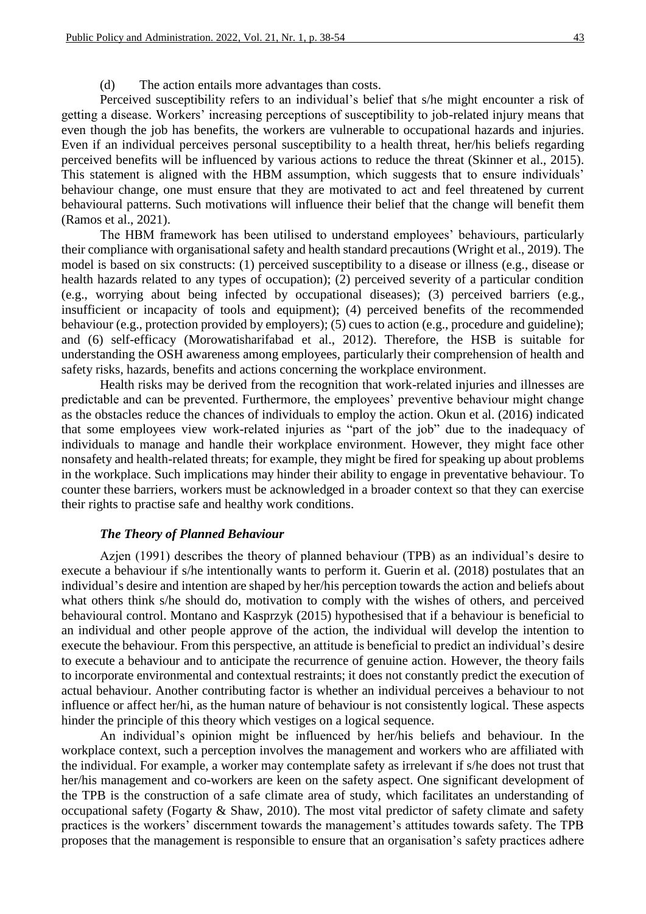(d) The action entails more advantages than costs.

Perceived susceptibility refers to an individual's belief that s/he might encounter a risk of getting a disease. Workers' increasing perceptions of susceptibility to job-related injury means that even though the job has benefits, the workers are vulnerable to occupational hazards and injuries. Even if an individual perceives personal susceptibility to a health threat, her/his beliefs regarding perceived benefits will be influenced by various actions to reduce the threat (Skinner et al., 2015). This statement is aligned with the HBM assumption, which suggests that to ensure individuals' behaviour change, one must ensure that they are motivated to act and feel threatened by current behavioural patterns. Such motivations will influence their belief that the change will benefit them (Ramos et al., 2021).

The HBM framework has been utilised to understand employees' behaviours, particularly their compliance with organisational safety and health standard precautions (Wright et al., 2019). The model is based on six constructs: (1) perceived susceptibility to a disease or illness (e.g., disease or health hazards related to any types of occupation); (2) perceived severity of a particular condition (e.g., worrying about being infected by occupational diseases); (3) perceived barriers (e.g., insufficient or incapacity of tools and equipment); (4) perceived benefits of the recommended behaviour (e.g., protection provided by employers); (5) cues to action (e.g., procedure and guideline); and (6) self-efficacy (Morowatisharifabad et al., 2012). Therefore, the HSB is suitable for understanding the OSH awareness among employees, particularly their comprehension of health and safety risks, hazards, benefits and actions concerning the workplace environment.

Health risks may be derived from the recognition that work-related injuries and illnesses are predictable and can be prevented. Furthermore, the employees' preventive behaviour might change as the obstacles reduce the chances of individuals to employ the action. Okun et al. (2016) indicated that some employees view work-related injuries as "part of the job" due to the inadequacy of individuals to manage and handle their workplace environment. However, they might face other nonsafety and health-related threats; for example, they might be fired for speaking up about problems in the workplace. Such implications may hinder their ability to engage in preventative behaviour. To counter these barriers, workers must be acknowledged in a broader context so that they can exercise their rights to practise safe and healthy work conditions.

### *The Theory of Planned Behaviour*

Azjen (1991) describes the theory of planned behaviour (TPB) as an individual's desire to execute a behaviour if s/he intentionally wants to perform it. Guerin et al. (2018) postulates that an individual's desire and intention are shaped by her/his perception towards the action and beliefs about what others think s/he should do, motivation to comply with the wishes of others, and perceived behavioural control. Montano and Kasprzyk (2015) hypothesised that if a behaviour is beneficial to an individual and other people approve of the action, the individual will develop the intention to execute the behaviour. From this perspective, an attitude is beneficial to predict an individual's desire to execute a behaviour and to anticipate the recurrence of genuine action. However, the theory fails to incorporate environmental and contextual restraints; it does not constantly predict the execution of actual behaviour. Another contributing factor is whether an individual perceives a behaviour to not influence or affect her/hi, as the human nature of behaviour is not consistently logical. These aspects hinder the principle of this theory which vestiges on a logical sequence.

An individual's opinion might be influenced by her/his beliefs and behaviour. In the workplace context, such a perception involves the management and workers who are affiliated with the individual. For example, a worker may contemplate safety as irrelevant if s/he does not trust that her/his management and co-workers are keen on the safety aspect. One significant development of the TPB is the construction of a safe climate area of study, which facilitates an understanding of occupational safety (Fogarty & Shaw, 2010). The most vital predictor of safety climate and safety practices is the workers' discernment towards the management's attitudes towards safety. The TPB proposes that the management is responsible to ensure that an organisation's safety practices adhere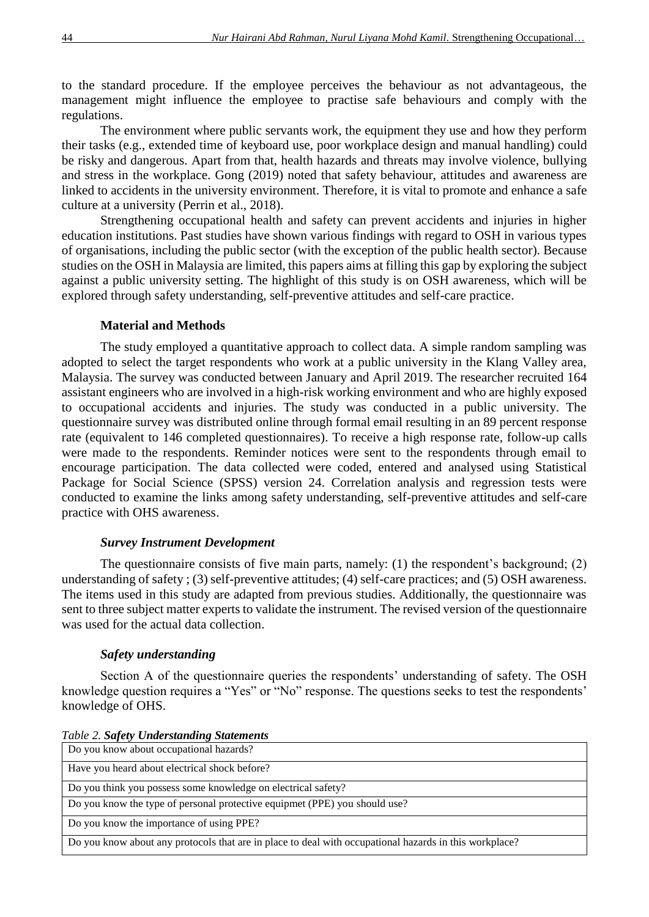to the standard procedure. If the employee perceives the behaviour as not advantageous, the management might influence the employee to practise safe behaviours and comply with the regulations.

The environment where public servants work, the equipment they use and how they perform their tasks (e.g., extended time of keyboard use, poor workplace design and manual handling) could be risky and dangerous. Apart from that, health hazards and threats may involve violence, bullying and stress in the workplace. Gong (2019) noted that safety behaviour, attitudes and awareness are linked to accidents in the university environment. Therefore, it is vital to promote and enhance a safe culture at a university (Perrin et al., 2018).

Strengthening occupational health and safety can prevent accidents and injuries in higher education institutions. Past studies have shown various findings with regard to OSH in various types of organisations, including the public sector (with the exception of the public health sector). Because studies on the OSH in Malaysia are limited, this papers aims at filling this gap by exploring the subject against a public university setting. The highlight of this study is on OSH awareness, which will be explored through safety understanding, self-preventive attitudes and self-care practice.

## Material and Methods

The study employed a quantitative approach to collect data. A simple random sampling was adopted to select the target respondents who work at a public university in the Klang Valley area, Malaysia. The survey was conducted between January and April 2019. The researcher recruited 164 assistant engineers who are involved in a high-risk working environment and who are highly exposed to occupational accidents and injuries. The study was conducted in a public university. The questionnaire survey was distributed online through formal email resulting in an 89 percent response rate (equivalent to 146 completed questionnaires). To receive a high response rate, follow-up calls were made to the respondents. Reminder notices were sent to the respondents through email to encourage participation. The data collected were coded, entered and analysed using Statistical Package for Social Science (SPSS) version 24. Correlation analysis and regression tests were conducted to examine the links among safety understanding, self-preventive attitudes and self-care practice with OHS awareness.

### *Survey Instrument Development*

The questionnaire consists of five main parts, namely: (1) the respondent's background; (2) understanding of safety ; (3) self-preventive attitudes; (4) self-care practices; and (5) OSH awareness. The items used in this study are adapted from previous studies. Additionally, the questionnaire was sent to three subject matter experts to validate the instrument. The revised version of the questionnaire was used for the actual data collection.

### *Safety understanding*

Section A of the questionnaire queries the respondents' understanding of safety. The OSH knowledge question requires a "Yes" or "No" response. The questions seeks to test the respondents' knowledge of OHS.

*Table 2.* ***Safety Understanding Statements***

| Do you know about occupational hazards? |
| --- |
| Have you heard about electrical shock before? |
| Do you think you possess some knowledge on electrical safety? |
| Do you know the type of personal protective equipmet (PPE) you should use? |
| Do you know the importance of using PPE? |
| Do you know about any protocols that are in place to deal with occupational hazards in this workplace? |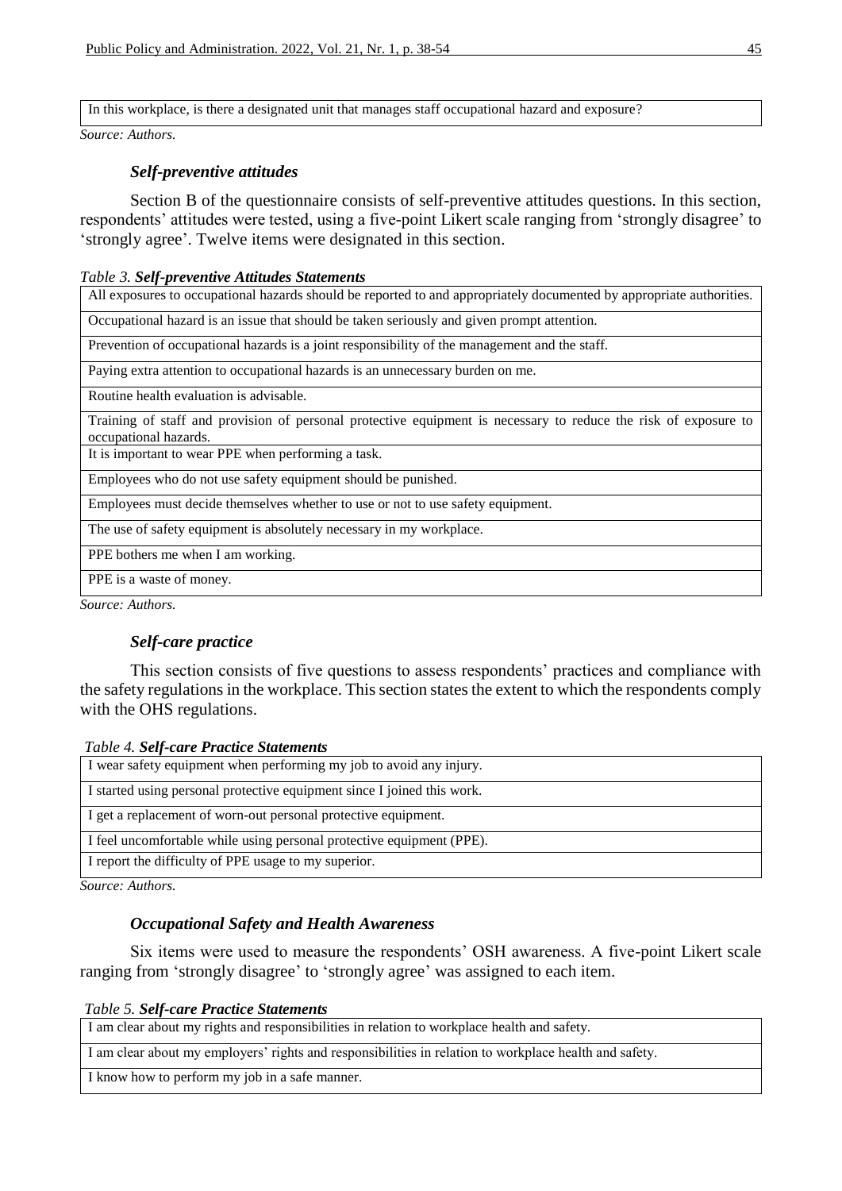| In this workplace, is there a designated unit that manages staff occupational hazard and exposure? |
|---|

*Source: Authors.*

### *Self-preventive attitudes*

Section B of the questionnaire consists of self-preventive attitudes questions. In this section, respondents' attitudes were tested, using a five-point Likert scale ranging from 'strongly disagree' to 'strongly agree'. Twelve items were designated in this section.

*Table 3. **Self-preventive Attitudes Statements***

| All exposures to occupational hazards should be reported to and appropriately documented by appropriate authorities. |
|---|
| Occupational hazard is an issue that should be taken seriously and given prompt attention. |
| Prevention of occupational hazards is a joint responsibility of the management and the staff. |
| Paying extra attention to occupational hazards is an unnecessary burden on me. |
| Routine health evaluation is advisable. |
| Training of staff and provision of personal protective equipment is necessary to reduce the risk of exposure to occupational hazards. |
| It is important to wear PPE when performing a task. |
| Employees who do not use safety equipment should be punished. |
| Employees must decide themselves whether to use or not to use safety equipment. |
| The use of safety equipment is absolutely necessary in my workplace. |
| PPE bothers me when I am working. |
| PPE is a waste of money. |

*Source: Authors.*

### *Self-care practice*

This section consists of five questions to assess respondents' practices and compliance with the safety regulations in the workplace. This section states the extent to which the respondents comply with the OHS regulations.

*Table 4. **Self-care Practice Statements***

| I wear safety equipment when performing my job to avoid any injury. |
|---|
| I started using personal protective equipment since I joined this work. |
| I get a replacement of worn-out personal protective equipment. |
| I feel uncomfortable while using personal protective equipment (PPE). |
| I report the difficulty of PPE usage to my superior. |

*Source: Authors.*

### *Occupational Safety and Health Awareness*

Six items were used to measure the respondents' OSH awareness. A five-point Likert scale ranging from 'strongly disagree' to 'strongly agree' was assigned to each item.

*Table 5. **Self-care Practice Statements***

| I am clear about my rights and responsibilities in relation to workplace health and safety. |
|---|
| I am clear about my employers' rights and responsibilities in relation to workplace health and safety. |
| I know how to perform my job in a safe manner. |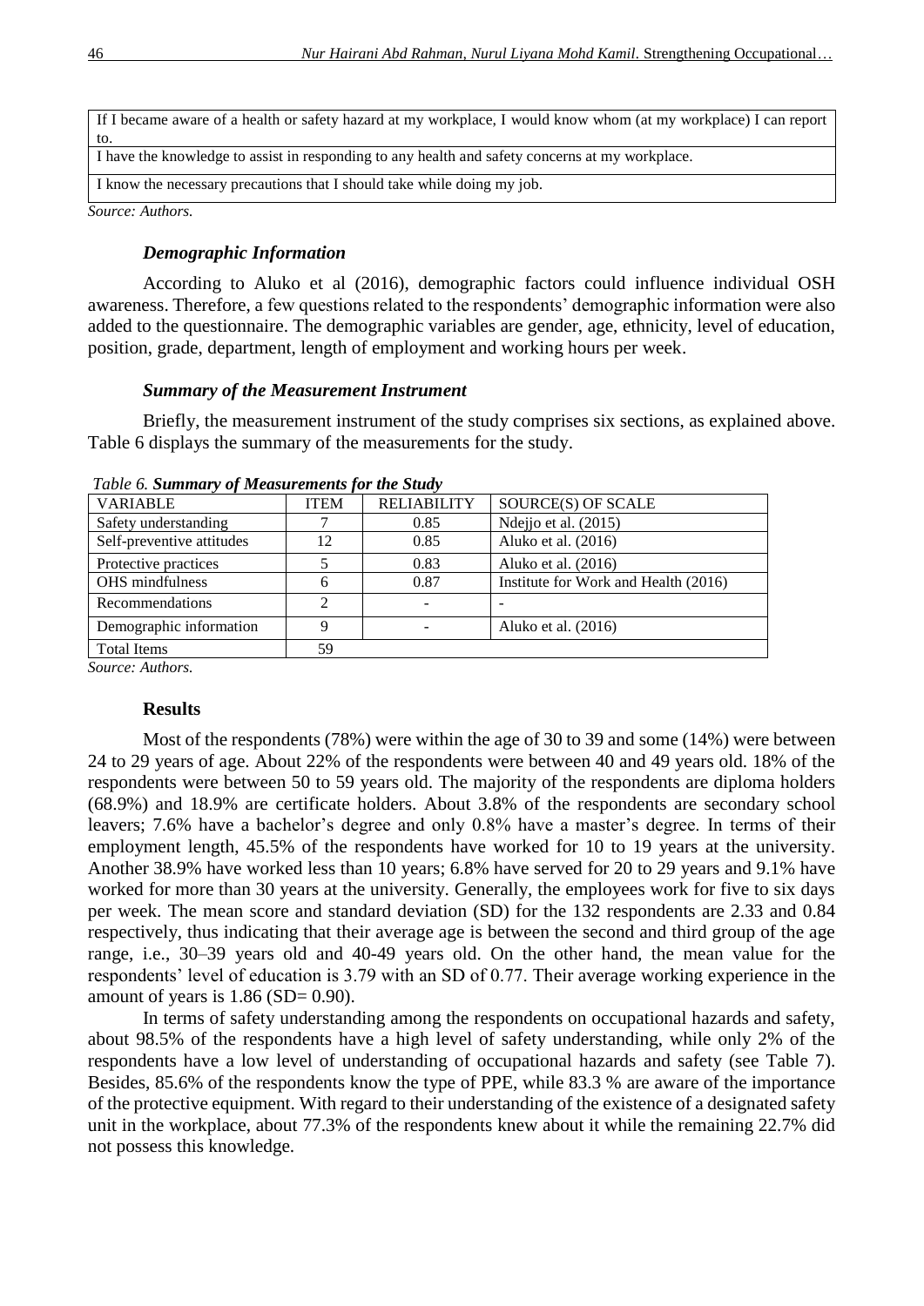| If I became aware of a health or safety hazard at my workplace, I would know whom (at my workplace) I can report to. |
|---|
| I have the knowledge to assist in responding to any health and safety concerns at my workplace. |
| I know the necessary precautions that I should take while doing my job. |

*Source: Authors.*

### *Demographic Information*

According to Aluko et al (2016), demographic factors could influence individual OSH awareness. Therefore, a few questions related to the respondents' demographic information were also added to the questionnaire. The demographic variables are gender, age, ethnicity, level of education, position, grade, department, length of employment and working hours per week.

### *Summary of the Measurement Instrument*

Briefly, the measurement instrument of the study comprises six sections, as explained above. Table 6 displays the summary of the measurements for the study.

*Table 6.* ***Summary of Measurements for the Study***

| VARIABLE | ITEM | RELIABILITY | SOURCE(S) OF SCALE |
|---|---|---|---|
| Safety understanding | 7 | 0.85 | Ndejjo et al. (2015) |
| Self-preventive attitudes | 12 | 0.85 | Aluko et al. (2016) |
| Protective practices | 5 | 0.83 | Aluko et al. (2016) |
| OHS mindfulness | 6 | 0.87 | Institute for Work and Health (2016) |
| Recommendations | 2 | - | - |
| Demographic information | 9 | - | Aluko et al. (2016) |
| Total Items | 59 | | |

*Source: Authors.*

### **Results**

Most of the respondents (78%) were within the age of 30 to 39 and some (14%) were between 24 to 29 years of age. About 22% of the respondents were between 40 and 49 years old. 18% of the respondents were between 50 to 59 years old. The majority of the respondents are diploma holders (68.9%) and 18.9% are certificate holders. About 3.8% of the respondents are secondary school leavers; 7.6% have a bachelor's degree and only 0.8% have a master's degree. In terms of their employment length, 45.5% of the respondents have worked for 10 to 19 years at the university. Another 38.9% have worked less than 10 years; 6.8% have served for 20 to 29 years and 9.1% have worked for more than 30 years at the university. Generally, the employees work for five to six days per week. The mean score and standard deviation (SD) for the 132 respondents are 2.33 and 0.84 respectively, thus indicating that their average age is between the second and third group of the age range, i.e., 30–39 years old and 40-49 years old. On the other hand, the mean value for the respondents' level of education is 3.79 with an SD of 0.77. Their average working experience in the amount of years is 1.86 (SD= 0.90).

In terms of safety understanding among the respondents on occupational hazards and safety, about 98.5% of the respondents have a high level of safety understanding, while only 2% of the respondents have a low level of understanding of occupational hazards and safety (see Table 7). Besides, 85.6% of the respondents know the type of PPE, while 83.3 % are aware of the importance of the protective equipment. With regard to their understanding of the existence of a designated safety unit in the workplace, about 77.3% of the respondents knew about it while the remaining 22.7% did not possess this knowledge.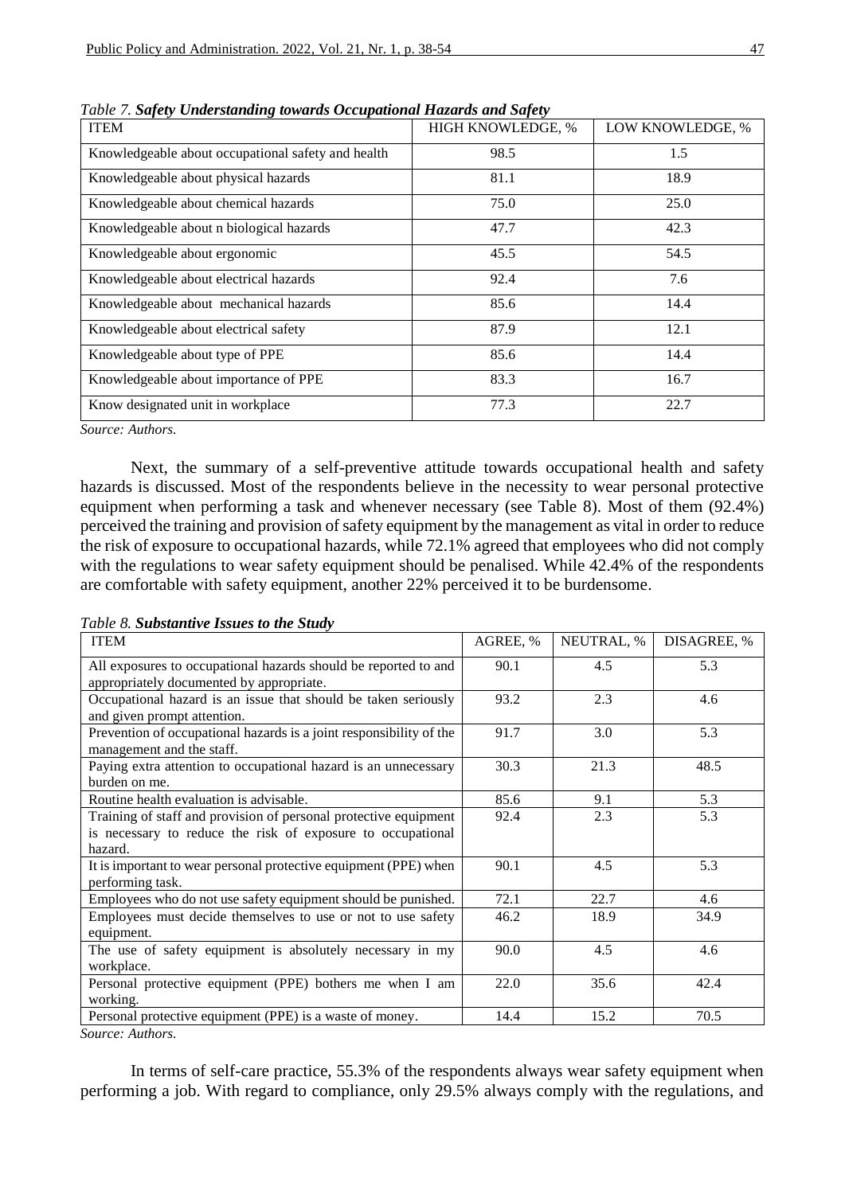*Table 7. **Safety Understanding towards Occupational Hazards and Safety***

| ITEM | HIGH KNOWLEDGE, % | LOW KNOWLEDGE, % |
|---|---|---|
| Knowledgeable about occupational safety and health | 98.5 | 1.5 |
| Knowledgeable about physical hazards | 81.1 | 18.9 |
| Knowledgeable about chemical hazards | 75.0 | 25.0 |
| Knowledgeable about n biological hazards | 47.7 | 42.3 |
| Knowledgeable about ergonomic | 45.5 | 54.5 |
| Knowledgeable about electrical hazards | 92.4 | 7.6 |
| Knowledgeable about mechanical hazards | 85.6 | 14.4 |
| Knowledgeable about electrical safety | 87.9 | 12.1 |
| Knowledgeable about type of PPE | 85.6 | 14.4 |
| Knowledgeable about importance of PPE | 83.3 | 16.7 |
| Know designated unit in workplace | 77.3 | 22.7 |

*Source: Authors.*

Next, the summary of a self-preventive attitude towards occupational health and safety hazards is discussed. Most of the respondents believe in the necessity to wear personal protective equipment when performing a task and whenever necessary (see Table 8). Most of them (92.4%) perceived the training and provision of safety equipment by the management as vital in order to reduce the risk of exposure to occupational hazards, while 72.1% agreed that employees who did not comply with the regulations to wear safety equipment should be penalised. While 42.4% of the respondents are comfortable with safety equipment, another 22% perceived it to be burdensome.

*Table 8. **Substantive Issues to the Study***

| ITEM | AGREE, % | NEUTRAL, % | DISAGREE, % |
|---|---|---|---|
| All exposures to occupational hazards should be reported to and appropriately documented by appropriate. | 90.1 | 4.5 | 5.3 |
| Occupational hazard is an issue that should be taken seriously and given prompt attention. | 93.2 | 2.3 | 4.6 |
| Prevention of occupational hazards is a joint responsibility of the management and the staff. | 91.7 | 3.0 | 5.3 |
| Paying extra attention to occupational hazard is an unnecessary burden on me. | 30.3 | 21.3 | 48.5 |
| Routine health evaluation is advisable. | 85.6 | 9.1 | 5.3 |
| Training of staff and provision of personal protective equipment is necessary to reduce the risk of exposure to occupational hazard. | 92.4 | 2.3 | 5.3 |
| It is important to wear personal protective equipment (PPE) when performing task. | 90.1 | 4.5 | 5.3 |
| Employees who do not use safety equipment should be punished. | 72.1 | 22.7 | 4.6 |
| Employees must decide themselves to use or not to use safety equipment. | 46.2 | 18.9 | 34.9 |
| The use of safety equipment is absolutely necessary in my workplace. | 90.0 | 4.5 | 4.6 |
| Personal protective equipment (PPE) bothers me when I am working. | 22.0 | 35.6 | 42.4 |
| Personal protective equipment (PPE) is a waste of money. | 14.4 | 15.2 | 70.5 |

*Source: Authors.*

In terms of self-care practice, 55.3% of the respondents always wear safety equipment when performing a job. With regard to compliance, only 29.5% always comply with the regulations, and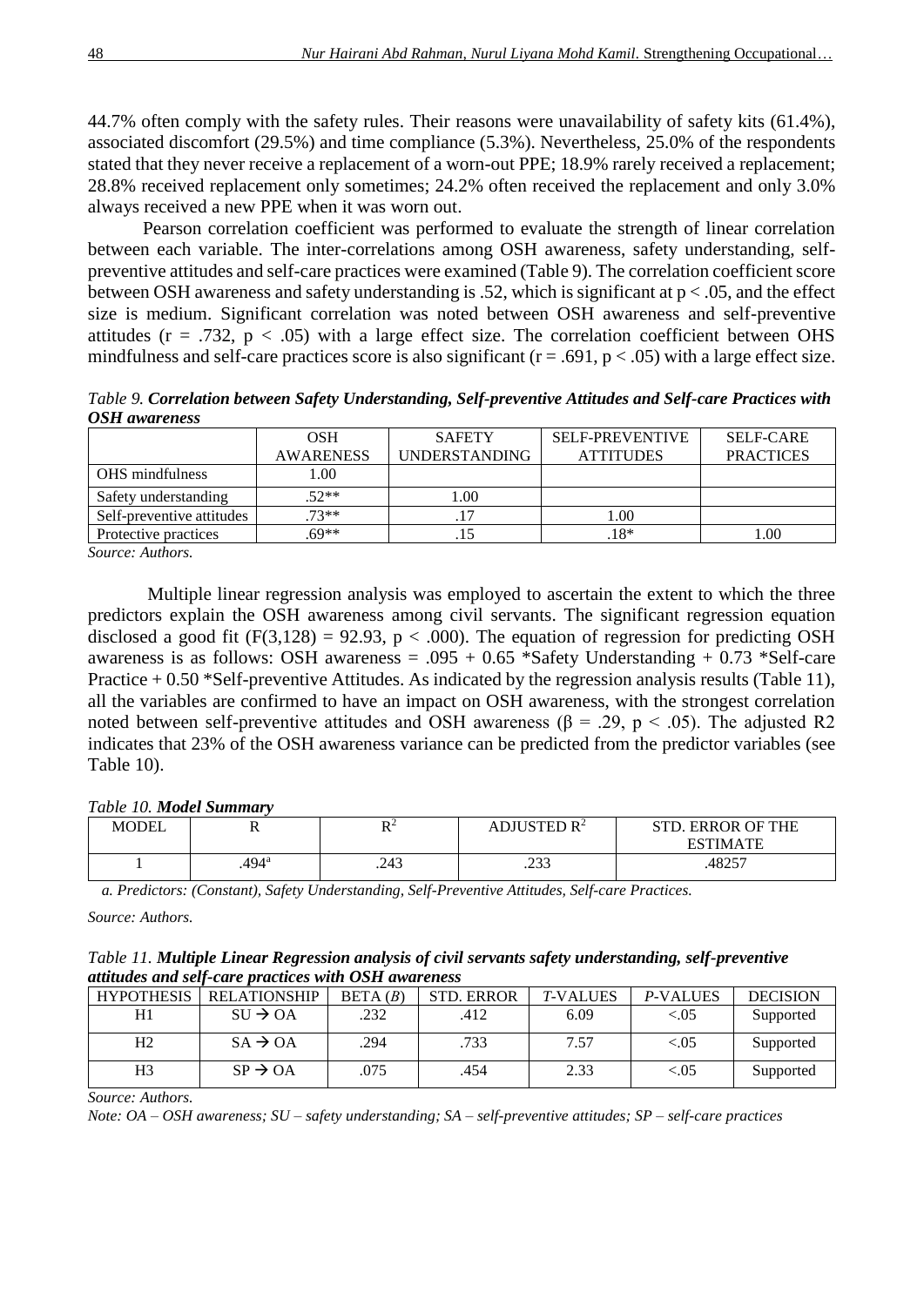44.7% often comply with the safety rules. Their reasons were unavailability of safety kits (61.4%), associated discomfort (29.5%) and time compliance (5.3%). Nevertheless, 25.0% of the respondents stated that they never receive a replacement of a worn-out PPE; 18.9% rarely received a replacement; 28.8% received replacement only sometimes; 24.2% often received the replacement and only 3.0% always received a new PPE when it was worn out.

Pearson correlation coefficient was performed to evaluate the strength of linear correlation between each variable. The inter-correlations among OSH awareness, safety understanding, self-preventive attitudes and self-care practices were examined (Table 9). The correlation coefficient score between OSH awareness and safety understanding is .52, which is significant at $p < .05$, and the effect size is medium. Significant correlation was noted between OSH awareness and self-preventive attitudes ($r = .732$, $p < .05$) with a large effect size. The correlation coefficient between OHS mindfulness and self-care practices score is also significant ($r = .691$, $p < .05$) with a large effect size.

*Table 9.* ***Correlation between Safety Understanding, Self-preventive Attitudes and Self-care Practices with OSH awareness***

| | OSH AWARENESS | SAFETY UNDERSTANDING | SELF-PREVENTIVE ATTITUDES | SELF-CARE PRACTICES |
|---|---|---|---|---|
| OHS mindfulness | 1.00 | | | |
| Safety understanding | .52** | 1.00 | | |
| Self-preventive attitudes | .73** | .17 | 1.00 | |
| Protective practices | .69** | .15 | .18* | 1.00 |

*Source: Authors.*

Multiple linear regression analysis was employed to ascertain the extent to which the three predictors explain the OSH awareness among civil servants. The significant regression equation disclosed a good fit ($F(3,128) = 92.93$, $p < .000$). The equation of regression for predicting OSH awareness is as follows: OSH awareness = .095 + 0.65 *Safety Understanding + 0.73 *Self-care Practice + 0.50 *Self-preventive Attitudes. As indicated by the regression analysis results (Table 11), all the variables are confirmed to have an impact on OSH awareness, with the strongest correlation noted between self-preventive attitudes and OSH awareness ($\beta = .29$, $p < .05$). The adjusted R2 indicates that 23% of the OSH awareness variance can be predicted from the predictor variables (see Table 10).

*Table 10.* ***Model Summary***

| MODEL | R | $R^2$ | ADJUSTED $R^2$ | STD. ERROR OF THE ESTIMATE |
|---|---|---|---|---|
| 1 | .494[a] | .243 | .233 | .48257 |

*a. Predictors: (Constant), Safety Understanding, Self-Preventive Attitudes, Self-care Practices.*

*Source: Authors.*

*Table 11.* ***Multiple Linear Regression analysis of civil servants safety understanding, self-preventive attitudes and self-care practices with OSH awareness***

| HYPOTHESIS | RELATIONSHIP | BETA (*B*) | STD. ERROR | *T*-VALUES | *P*-VALUES | DECISION |
|---|---|---|---|---|---|---|
| H1 | SU → OA | .232 | .412 | 6.09 | <.05 | Supported |
| H2 | SA → OA | .294 | .733 | 7.57 | <.05 | Supported |
| H3 | SP → OA | .075 | .454 | 2.33 | <.05 | Supported |

*Source: Authors.*

*Note: OA – OSH awareness; SU – safety understanding; SA – self-preventive attitudes; SP – self-care practices*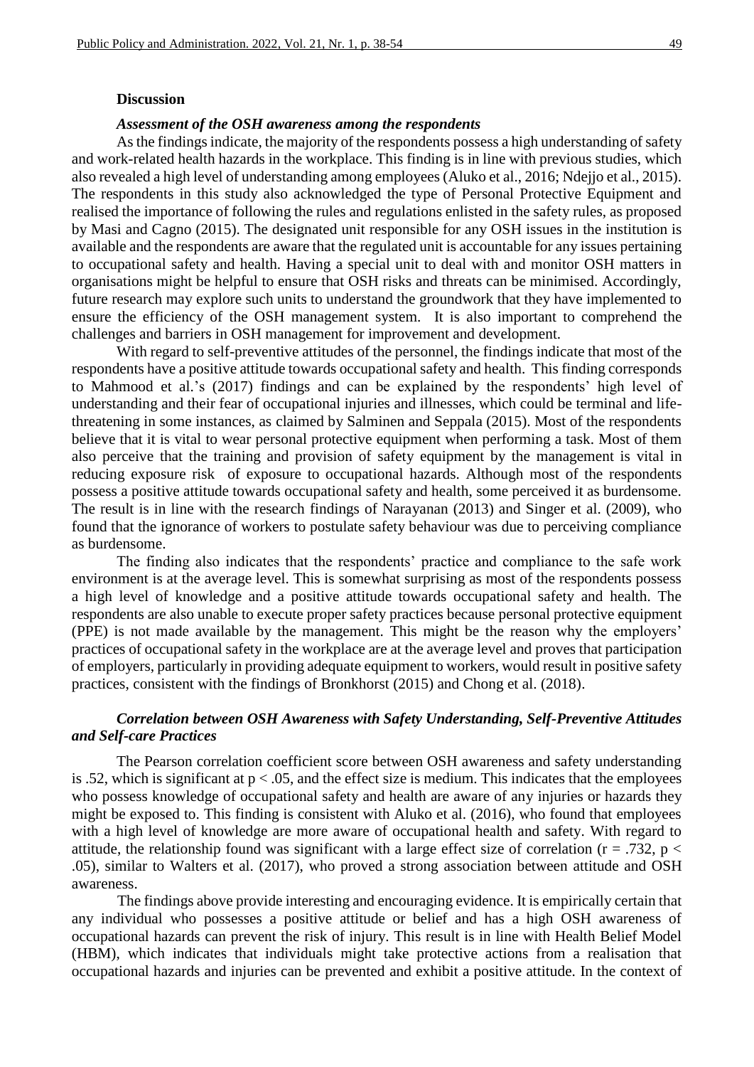## Discussion

### *Assessment of the OSH awareness among the respondents*

As the findings indicate, the majority of the respondents possess a high understanding of safety and work-related health hazards in the workplace. This finding is in line with previous studies, which also revealed a high level of understanding among employees (Aluko et al., 2016; Ndejjo et al., 2015). The respondents in this study also acknowledged the type of Personal Protective Equipment and realised the importance of following the rules and regulations enlisted in the safety rules, as proposed by Masi and Cagno (2015). The designated unit responsible for any OSH issues in the institution is available and the respondents are aware that the regulated unit is accountable for any issues pertaining to occupational safety and health. Having a special unit to deal with and monitor OSH matters in organisations might be helpful to ensure that OSH risks and threats can be minimised. Accordingly, future research may explore such units to understand the groundwork that they have implemented to ensure the efficiency of the OSH management system. It is also important to comprehend the challenges and barriers in OSH management for improvement and development.

With regard to self-preventive attitudes of the personnel, the findings indicate that most of the respondents have a positive attitude towards occupational safety and health. This finding corresponds to Mahmood et al.'s (2017) findings and can be explained by the respondents' high level of understanding and their fear of occupational injuries and illnesses, which could be terminal and life-threatening in some instances, as claimed by Salminen and Seppala (2015). Most of the respondents believe that it is vital to wear personal protective equipment when performing a task. Most of them also perceive that the training and provision of safety equipment by the management is vital in reducing exposure risk of exposure to occupational hazards. Although most of the respondents possess a positive attitude towards occupational safety and health, some perceived it as burdensome. The result is in line with the research findings of Narayanan (2013) and Singer et al. (2009), who found that the ignorance of workers to postulate safety behaviour was due to perceiving compliance as burdensome.

The finding also indicates that the respondents' practice and compliance to the safe work environment is at the average level. This is somewhat surprising as most of the respondents possess a high level of knowledge and a positive attitude towards occupational safety and health. The respondents are also unable to execute proper safety practices because personal protective equipment (PPE) is not made available by the management. This might be the reason why the employers' practices of occupational safety in the workplace are at the average level and proves that participation of employers, particularly in providing adequate equipment to workers, would result in positive safety practices, consistent with the findings of Bronkhorst (2015) and Chong et al. (2018).

### *Correlation between OSH Awareness with Safety Understanding, Self-Preventive Attitudes and Self-care Practices*

The Pearson correlation coefficient score between OSH awareness and safety understanding is .52, which is significant at $p < .05$, and the effect size is medium. This indicates that the employees who possess knowledge of occupational safety and health are aware of any injuries or hazards they might be exposed to. This finding is consistent with Aluko et al. (2016), who found that employees with a high level of knowledge are more aware of occupational health and safety. With regard to attitude, the relationship found was significant with a large effect size of correlation ($r = .732$, $p < .05$), similar to Walters et al. (2017), who proved a strong association between attitude and OSH awareness.

The findings above provide interesting and encouraging evidence. It is empirically certain that any individual who possesses a positive attitude or belief and has a high OSH awareness of occupational hazards can prevent the risk of injury. This result is in line with Health Belief Model (HBM), which indicates that individuals might take protective actions from a realisation that occupational hazards and injuries can be prevented and exhibit a positive attitude. In the context of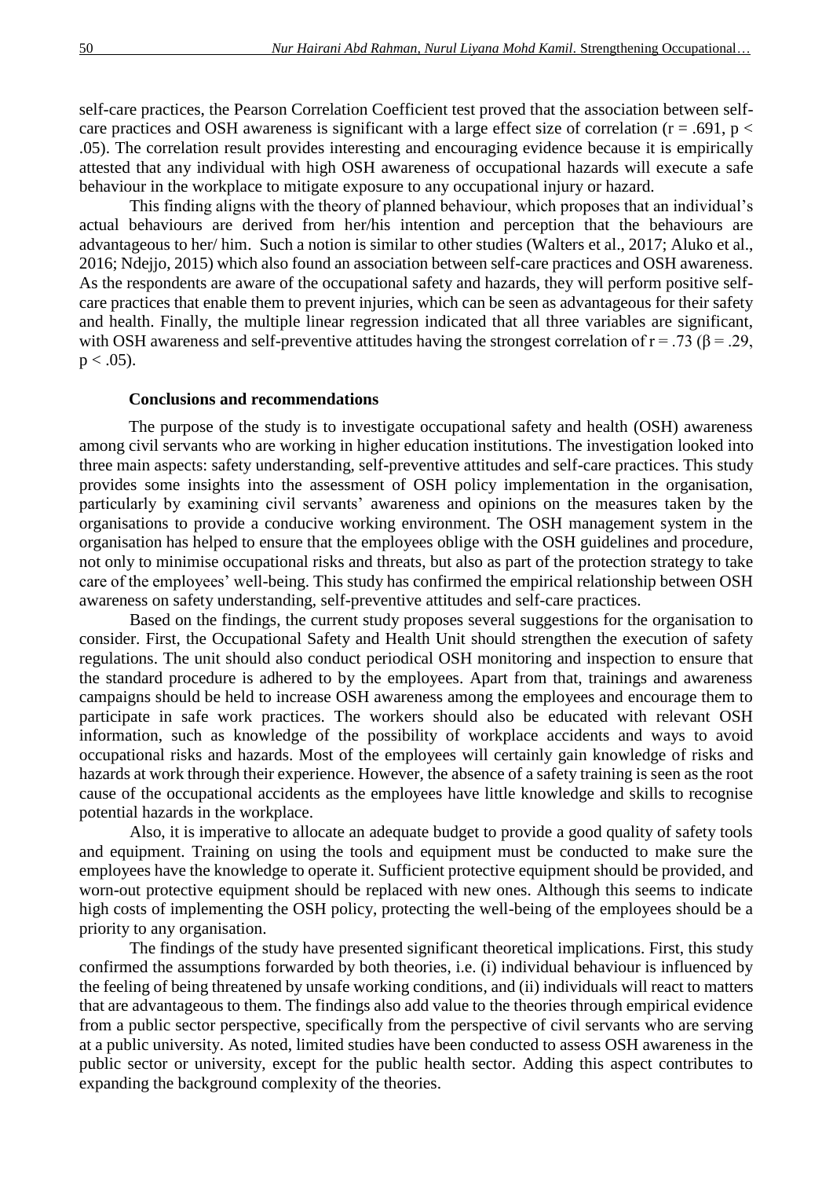self-care practices, the Pearson Correlation Coefficient test proved that the association between self-care practices and OSH awareness is significant with a large effect size of correlation ($r = .691$, $p < .05$). The correlation result provides interesting and encouraging evidence because it is empirically attested that any individual with high OSH awareness of occupational hazards will execute a safe behaviour in the workplace to mitigate exposure to any occupational injury or hazard.

This finding aligns with the theory of planned behaviour, which proposes that an individual's actual behaviours are derived from her/his intention and perception that the behaviours are advantageous to her/ him. Such a notion is similar to other studies (Walters et al., 2017; Aluko et al., 2016; Ndejjo, 2015) which also found an association between self-care practices and OSH awareness. As the respondents are aware of the occupational safety and hazards, they will perform positive self-care practices that enable them to prevent injuries, which can be seen as advantageous for their safety and health. Finally, the multiple linear regression indicated that all three variables are significant, with OSH awareness and self-preventive attitudes having the strongest correlation of $r = .73$ ($\beta = .29$, $p < .05$).

## Conclusions and recommendations

The purpose of the study is to investigate occupational safety and health (OSH) awareness among civil servants who are working in higher education institutions. The investigation looked into three main aspects: safety understanding, self-preventive attitudes and self-care practices. This study provides some insights into the assessment of OSH policy implementation in the organisation, particularly by examining civil servants' awareness and opinions on the measures taken by the organisations to provide a conducive working environment. The OSH management system in the organisation has helped to ensure that the employees oblige with the OSH guidelines and procedure, not only to minimise occupational risks and threats, but also as part of the protection strategy to take care of the employees' well-being. This study has confirmed the empirical relationship between OSH awareness on safety understanding, self-preventive attitudes and self-care practices.

Based on the findings, the current study proposes several suggestions for the organisation to consider. First, the Occupational Safety and Health Unit should strengthen the execution of safety regulations. The unit should also conduct periodical OSH monitoring and inspection to ensure that the standard procedure is adhered to by the employees. Apart from that, trainings and awareness campaigns should be held to increase OSH awareness among the employees and encourage them to participate in safe work practices. The workers should also be educated with relevant OSH information, such as knowledge of the possibility of workplace accidents and ways to avoid occupational risks and hazards. Most of the employees will certainly gain knowledge of risks and hazards at work through their experience. However, the absence of a safety training is seen as the root cause of the occupational accidents as the employees have little knowledge and skills to recognise potential hazards in the workplace.

Also, it is imperative to allocate an adequate budget to provide a good quality of safety tools and equipment. Training on using the tools and equipment must be conducted to make sure the employees have the knowledge to operate it. Sufficient protective equipment should be provided, and worn-out protective equipment should be replaced with new ones. Although this seems to indicate high costs of implementing the OSH policy, protecting the well-being of the employees should be a priority to any organisation.

The findings of the study have presented significant theoretical implications. First, this study confirmed the assumptions forwarded by both theories, i.e. (i) individual behaviour is influenced by the feeling of being threatened by unsafe working conditions, and (ii) individuals will react to matters that are advantageous to them. The findings also add value to the theories through empirical evidence from a public sector perspective, specifically from the perspective of civil servants who are serving at a public university. As noted, limited studies have been conducted to assess OSH awareness in the public sector or university, except for the public health sector. Adding this aspect contributes to expanding the background complexity of the theories.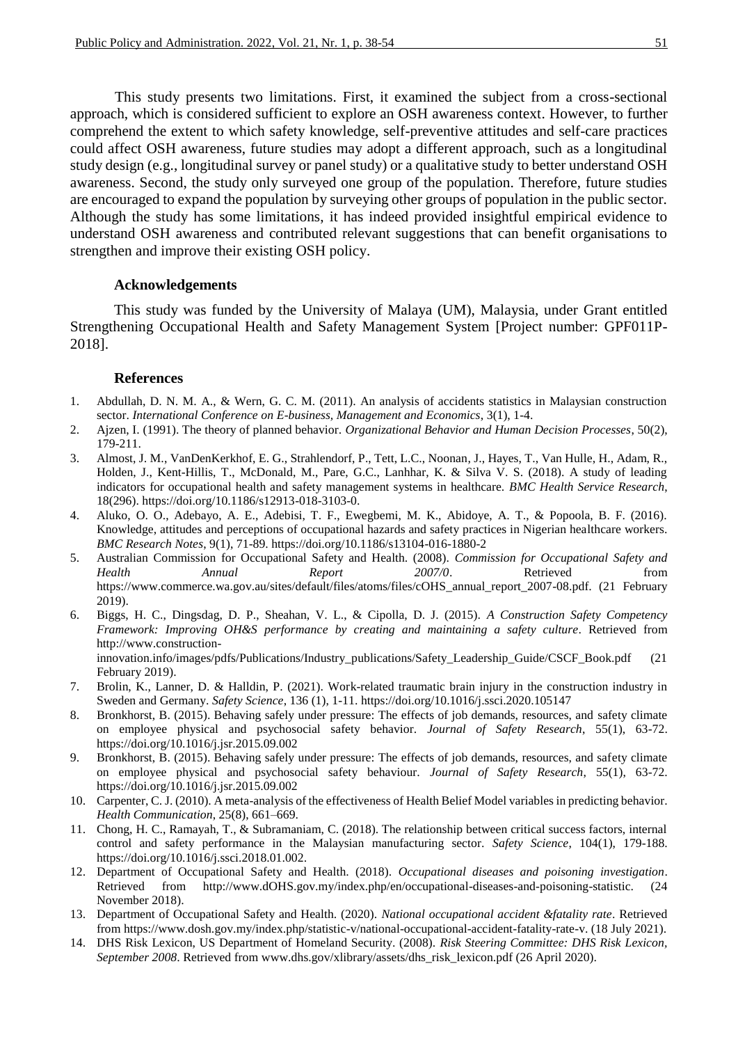This study presents two limitations. First, it examined the subject from a cross-sectional approach, which is considered sufficient to explore an OSH awareness context. However, to further comprehend the extent to which safety knowledge, self-preventive attitudes and self-care practices could affect OSH awareness, future studies may adopt a different approach, such as a longitudinal study design (e.g., longitudinal survey or panel study) or a qualitative study to better understand OSH awareness. Second, the study only surveyed one group of the population. Therefore, future studies are encouraged to expand the population by surveying other groups of population in the public sector. Although the study has some limitations, it has indeed provided insightful empirical evidence to understand OSH awareness and contributed relevant suggestions that can benefit organisations to strengthen and improve their existing OSH policy.

## Acknowledgements

This study was funded by the University of Malaya (UM), Malaysia, under Grant entitled Strengthening Occupational Health and Safety Management System [Project number: GPF011P-2018].

## References

1. Abdullah, D. N. M. A., & Wern, G. C. M. (2011). An analysis of accidents statistics in Malaysian construction sector. *International Conference on E-business, Management and Economics*, 3(1), 1-4.
2. Ajzen, I. (1991). The theory of planned behavior. *Organizational Behavior and Human Decision Processes*, 50(2), 179-211.
3. Almost, J. M., VanDenKerkhof, E. G., Strahlendorf, P., Tett, L.C., Noonan, J., Hayes, T., Van Hulle, H., Adam, R., Holden, J., Kent-Hillis, T., McDonald, M., Pare, G.C., Lanhhar, K. & Silva V. S. (2018). A study of leading indicators for occupational health and safety management systems in healthcare. *BMC Health Service Research*, 18(296). https://doi.org/10.1186/s12913-018-3103-0.
4. Aluko, O. O., Adebayo, A. E., Adebisi, T. F., Ewegbemi, M. K., Abidoye, A. T., & Popoola, B. F. (2016). Knowledge, attitudes and perceptions of occupational hazards and safety practices in Nigerian healthcare workers. *BMC Research Notes*, 9(1), 71-89. https://doi.org/10.1186/s13104-016-1880-2
5. Australian Commission for Occupational Safety and Health. (2008). *Commission for Occupational Safety and Health Annual Report 2007/0*. Retrieved from https://www.commerce.wa.gov.au/sites/default/files/atoms/files/cOHS_annual_report_2007-08.pdf. (21 February 2019).
6. Biggs, H. C., Dingsdag, D. P., Sheahan, V. L., & Cipolla, D. J. (2015). *A Construction Safety Competency Framework: Improving OH&S performance by creating and maintaining a safety culture*. Retrieved from http://www.construction-innovation.info/images/pdfs/Publications/Industry_publications/Safety_Leadership_Guide/CSCF_Book.pdf (21 February 2019).
7. Brolin, K., Lanner, D. & Halldin, P. (2021). Work-related traumatic brain injury in the construction industry in Sweden and Germany. *Safety Science*, 136 (1), 1-11. https://doi.org/10.1016/j.ssci.2020.105147
8. Bronkhorst, B. (2015). Behaving safely under pressure: The effects of job demands, resources, and safety climate on employee physical and psychosocial safety behavior. *Journal of Safety Research*, 55(1), 63-72. https://doi.org/10.1016/j.jsr.2015.09.002
9. Bronkhorst, B. (2015). Behaving safely under pressure: The effects of job demands, resources, and safety climate on employee physical and psychosocial safety behaviour. *Journal of Safety Research*, 55(1), 63-72. https://doi.org/10.1016/j.jsr.2015.09.002
10. Carpenter, C. J. (2010). A meta-analysis of the effectiveness of Health Belief Model variables in predicting behavior. *Health Communication*, 25(8), 661–669.
11. Chong, H. C., Ramayah, T., & Subramaniam, C. (2018). The relationship between critical success factors, internal control and safety performance in the Malaysian manufacturing sector. *Safety Science*, 104(1), 179-188. https://doi.org/10.1016/j.ssci.2018.01.002.
12. Department of Occupational Safety and Health. (2018). *Occupational diseases and poisoning investigation*. Retrieved from http://www.dOHS.gov.my/index.php/en/occupational-diseases-and-poisoning-statistic. (24 November 2018).
13. Department of Occupational Safety and Health. (2020). *National occupational accident &fatality rate*. Retrieved from https://www.dosh.gov.my/index.php/statistic-v/national-occupational-accident-fatality-rate-v. (18 July 2021).
14. DHS Risk Lexicon, US Department of Homeland Security. (2008). *Risk Steering Committee: DHS Risk Lexicon, September 2008*. Retrieved from www.dhs.gov/xlibrary/assets/dhs_risk_lexicon.pdf (26 April 2020).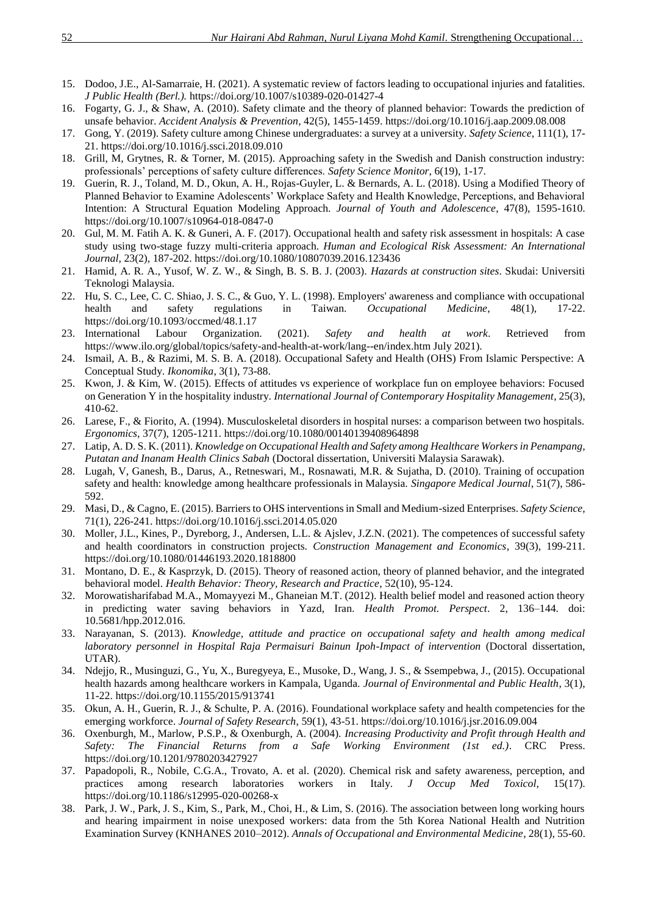15. Dodoo, J.E., Al-Samarraie, H. (2021). A systematic review of factors leading to occupational injuries and fatalities. *J Public Health (Berl.).* https://doi.org/10.1007/s10389-020-01427-4
16. Fogarty, G. J., & Shaw, A. (2010). Safety climate and the theory of planned behavior: Towards the prediction of unsafe behavior. *Accident Analysis & Prevention*, 42(5), 1455-1459. https://doi.org/10.1016/j.aap.2009.08.008
17. Gong, Y. (2019). Safety culture among Chinese undergraduates: a survey at a university. *Safety Science*, 111(1), 17-21. https://doi.org/10.1016/j.ssci.2018.09.010
18. Grill, M, Grytnes, R. & Torner, M. (2015). Approaching safety in the Swedish and Danish construction industry: professionals' perceptions of safety culture differences. *Safety Science Monitor*, 6(19), 1-17.
19. Guerin, R. J., Toland, M. D., Okun, A. H., Rojas-Guyler, L. & Bernards, A. L. (2018). Using a Modified Theory of Planned Behavior to Examine Adolescents' Workplace Safety and Health Knowledge, Perceptions, and Behavioral Intention: A Structural Equation Modeling Approach. *Journal of Youth and Adolescence*, 47(8), 1595-1610. https://doi.org/10.1007/s10964-018-0847-0
20. Gul, M. M. Fatih A. K. & Guneri, A. F. (2017). Occupational health and safety risk assessment in hospitals: A case study using two-stage fuzzy multi-criteria approach. *Human and Ecological Risk Assessment: An International Journal*, 23(2), 187-202. https://doi.org/10.1080/10807039.2016.123436
21. Hamid, A. R. A., Yusof, W. Z. W., & Singh, B. S. B. J. (2003). *Hazards at construction sites*. Skudai: Universiti Teknologi Malaysia.
22. Hu, S. C., Lee, C. C. Shiao, J. S. C., & Guo, Y. L. (1998). Employers' awareness and compliance with occupational health and safety regulations in Taiwan. *Occupational Medicine*, 48(1), 17-22. https://doi.org/10.1093/occmed/48.1.17
23. International Labour Organization. (2021). *Safety and health at work*. Retrieved from https://www.ilo.org/global/topics/safety-and-health-at-work/lang--en/index.htm July 2021).
24. Ismail, A. B., & Razimi, M. S. B. A. (2018). Occupational Safety and Health (OHS) From Islamic Perspective: A Conceptual Study. *Ikonomika*, 3(1), 73-88.
25. Kwon, J. & Kim, W. (2015). Effects of attitudes vs experience of workplace fun on employee behaviors: Focused on Generation Y in the hospitality industry. *International Journal of Contemporary Hospitality Management*, 25(3), 410-62.
26. Larese, F., & Fiorito, A. (1994). Musculoskeletal disorders in hospital nurses: a comparison between two hospitals. *Ergonomics*, 37(7), 1205-1211. https://doi.org/10.1080/00140139408964898
27. Latip, A. D. S. K. (2011). *Knowledge on Occupational Health and Safety among Healthcare Workers in Penampang, Putatan and Inanam Health Clinics Sabah* (Doctoral dissertation, Universiti Malaysia Sarawak).
28. Lugah, V, Ganesh, B., Darus, A., Retneswari, M., Rosnawati, M.R. & Sujatha, D. (2010). Training of occupation safety and health: knowledge among healthcare professionals in Malaysia. *Singapore Medical Journal*, 51(7), 586-592.
29. Masi, D., & Cagno, E. (2015). Barriers to OHS interventions in Small and Medium-sized Enterprises. *Safety Science*, 71(1), 226-241. https://doi.org/10.1016/j.ssci.2014.05.020
30. Moller, J.L., Kines, P., Dyreborg, J., Andersen, L.L. & Ajslev, J.Z.N. (2021). The competences of successful safety and health coordinators in construction projects. *Construction Management and Economics*, 39(3), 199-211. https://doi.org/10.1080/01446193.2020.1818800
31. Montano, D. E., & Kasprzyk, D. (2015). Theory of reasoned action, theory of planned behavior, and the integrated behavioral model. *Health Behavior: Theory, Research and Practice*, 52(10), 95-124.
32. Morowatisharifabad M.A., Momayyezi M., Ghaneian M.T. (2012). Health belief model and reasoned action theory in predicting water saving behaviors in Yazd, Iran. *Health Promot. Perspect*. 2, 136–144. doi: 10.5681/hpp.2012.016.
33. Narayanan, S. (2013). *Knowledge, attitude and practice on occupational safety and health among medical laboratory personnel in Hospital Raja Permaisuri Bainun Ipoh-Impact of intervention* (Doctoral dissertation, UTAR).
34. Ndejjo, R., Musinguzi, G., Yu, X., Buregyeya, E., Musoke, D., Wang, J. S., & Ssempebwa, J., (2015). Occupational health hazards among healthcare workers in Kampala, Uganda. *Journal of Environmental and Public Health*, 3(1), 11-22. https://doi.org/10.1155/2015/913741
35. Okun, A. H., Guerin, R. J., & Schulte, P. A. (2016). Foundational workplace safety and health competencies for the emerging workforce. *Journal of Safety Research*, 59(1), 43-51. https://doi.org/10.1016/j.jsr.2016.09.004
36. Oxenburgh, M., Marlow, P.S.P., & Oxenburgh, A. (2004). *Increasing Productivity and Profit through Health and Safety: The Financial Returns from a Safe Working Environment (1st ed.)*. CRC Press. https://doi.org/10.1201/9780203427927
37. Papadopoli, R., Nobile, C.G.A., Trovato, A. et al. (2020). Chemical risk and safety awareness, perception, and practices among research laboratories workers in Italy. *J Occup Med Toxicol*, 15(17). https://doi.org/10.1186/s12995-020-00268-x
38. Park, J. W., Park, J. S., Kim, S., Park, M., Choi, H., & Lim, S. (2016). The association between long working hours and hearing impairment in noise unexposed workers: data from the 5th Korea National Health and Nutrition Examination Survey (KNHANES 2010–2012). *Annals of Occupational and Environmental Medicine*, 28(1), 55-60.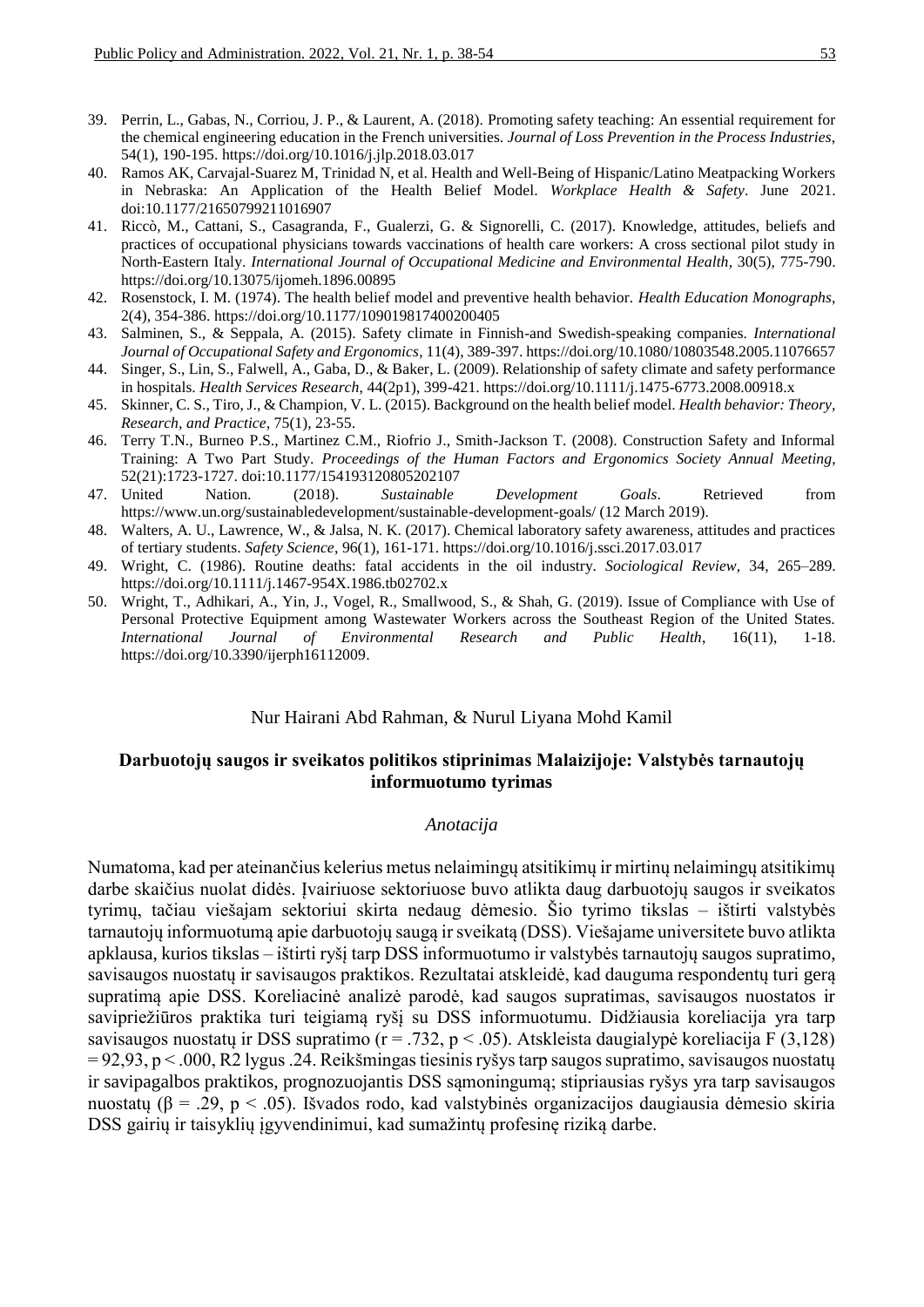39. Perrin, L., Gabas, N., Corriou, J. P., & Laurent, A. (2018). Promoting safety teaching: An essential requirement for the chemical engineering education in the French universities. *Journal of Loss Prevention in the Process Industries*, 54(1), 190-195. https://doi.org/10.1016/j.jlp.2018.03.017
40. Ramos AK, Carvajal-Suarez M, Trinidad N, et al. Health and Well-Being of Hispanic/Latino Meatpacking Workers in Nebraska: An Application of the Health Belief Model. *Workplace Health & Safety*. June 2021. doi:10.1177/21650799211016907
41. Riccò, M., Cattani, S., Casagranda, F., Gualerzi, G. & Signorelli, C. (2017). Knowledge, attitudes, beliefs and practices of occupational physicians towards vaccinations of health care workers: A cross sectional pilot study in North-Eastern Italy. *International Journal of Occupational Medicine and Environmental Health*, 30(5), 775-790. https://doi.org/10.13075/ijomeh.1896.00895
42. Rosenstock, I. M. (1974). The health belief model and preventive health behavior. *Health Education Monographs*, 2(4), 354-386. https://doi.org/10.1177/109019817400200405
43. Salminen, S., & Seppala, A. (2015). Safety climate in Finnish-and Swedish-speaking companies. *International Journal of Occupational Safety and Ergonomics*, 11(4), 389-397. https://doi.org/10.1080/10803548.2005.11076657
44. Singer, S., Lin, S., Falwell, A., Gaba, D., & Baker, L. (2009). Relationship of safety climate and safety performance in hospitals. *Health Services Research*, 44(2p1), 399-421. https://doi.org/10.1111/j.1475-6773.2008.00918.x
45. Skinner, C. S., Tiro, J., & Champion, V. L. (2015). Background on the health belief model. *Health behavior: Theory, Research, and Practice*, 75(1), 23-55.
46. Terry T.N., Burneo P.S., Martinez C.M., Riofrio J., Smith-Jackson T. (2008). Construction Safety and Informal Training: A Two Part Study. *Proceedings of the Human Factors and Ergonomics Society Annual Meeting*, 52(21):1723-1727. doi:10.1177/154193120805202107
47. United Nation. (2018). *Sustainable Development Goals*. Retrieved from https://www.un.org/sustainabledevelopment/sustainable-development-goals/ (12 March 2019).
48. Walters, A. U., Lawrence, W., & Jalsa, N. K. (2017). Chemical laboratory safety awareness, attitudes and practices of tertiary students. *Safety Science*, 96(1), 161-171. https://doi.org/10.1016/j.ssci.2017.03.017
49. Wright, C. (1986). Routine deaths: fatal accidents in the oil industry. *Sociological Review*, 34, 265–289. https://doi.org/10.1111/j.1467-954X.1986.tb02702.x
50. Wright, T., Adhikari, A., Yin, J., Vogel, R., Smallwood, S., & Shah, G. (2019). Issue of Compliance with Use of Personal Protective Equipment among Wastewater Workers across the Southeast Region of the United States. *International Journal of Environmental Research and Public Health*, 16(11), 1-18. https://doi.org/10.3390/ijerph16112009.

Nur Hairani Abd Rahman, & Nurul Liyana Mohd Kamil

## Darbuotojų saugos ir sveikatos politikos stiprinimas Malaizijoje: Valstybės tarnautojų informuotumo tyrimas

*Anotacija*

Numatoma, kad per ateinančius kelerius metus nelaimingų atsitikimų ir mirtinų nelaimingų atsitikimų darbe skaičius nuolat didės. Įvairiuose sektoriuose buvo atlikta daug darbuotojų saugos ir sveikatos tyrimų, tačiau viešajam sektoriui skirta nedaug dėmesio. Šio tyrimo tikslas – ištirti valstybės tarnautojų informuotumą apie darbuotojų saugą ir sveikatą (DSS). Viešajame universitete buvo atlikta apklausa, kurios tikslas – ištirti ryšį tarp DSS informuotumo ir valstybės tarnautojų saugos supratimo, savisaugos nuostatų ir savisaugos praktikos. Rezultatai atskleidė, kad dauguma respondentų turi gerą supratimą apie DSS. Koreliacinė analizė parodė, kad saugos supratimas, savisaugos nuostatos ir savipriežiūros praktika turi teigiamą ryšį su DSS informuotumu. Didžiausia koreliacija yra tarp savisaugos nuostatų ir DSS supratimo ($r = .732$, $p < .05$). Atskleista daugialypė koreliacija $F(3,128) = 92,93$, $p < .000$, R2 lygus .24. Reikšmingas tiesinis ryšys tarp saugos supratimo, savisaugos nuostatų ir savipagalbos praktikos, prognozuojantis DSS sąmoningumą; stipriausias ryšys yra tarp savisaugos nuostatų ($\beta = .29$, $p < .05$). Išvados rodo, kad valstybinės organizacijos daugiausia dėmesio skiria DSS gairių ir taisyklių įgyvendinimui, kad sumažintų profesinę riziką darbe.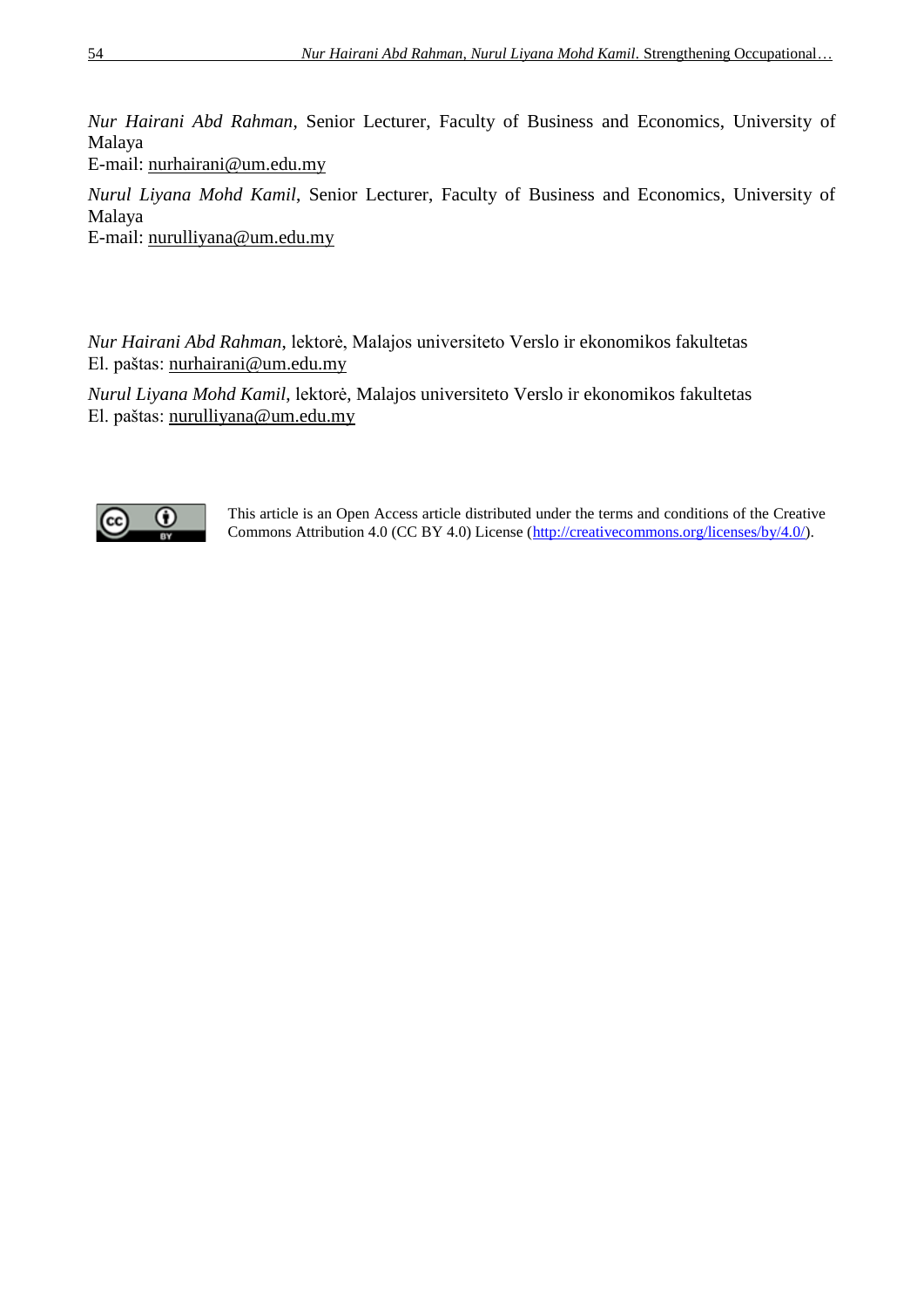*Nur Hairani Abd Rahman*, Senior Lecturer, Faculty of Business and Economics, University of Malaya
E-mail: nurhairani@um.edu.my

*Nurul Liyana Mohd Kamil*, Senior Lecturer, Faculty of Business and Economics, University of Malaya
E-mail: nurulliyana@um.edu.my

*Nur Hairani Abd Rahman*, lektorė, Malajos universiteto Verslo ir ekonomikos fakultetas
El. paštas: nurhairani@um.edu.my

*Nurul Liyana Mohd Kamil*, lektorė, Malajos universiteto Verslo ir ekonomikos fakultetas
El. paštas: nurulliyana@um.edu.my

This article is an Open Access article distributed under the terms and conditions of the Creative Commons Attribution 4.0 (CC BY 4.0) License (http://creativecommons.org/licenses/by/4.0/).